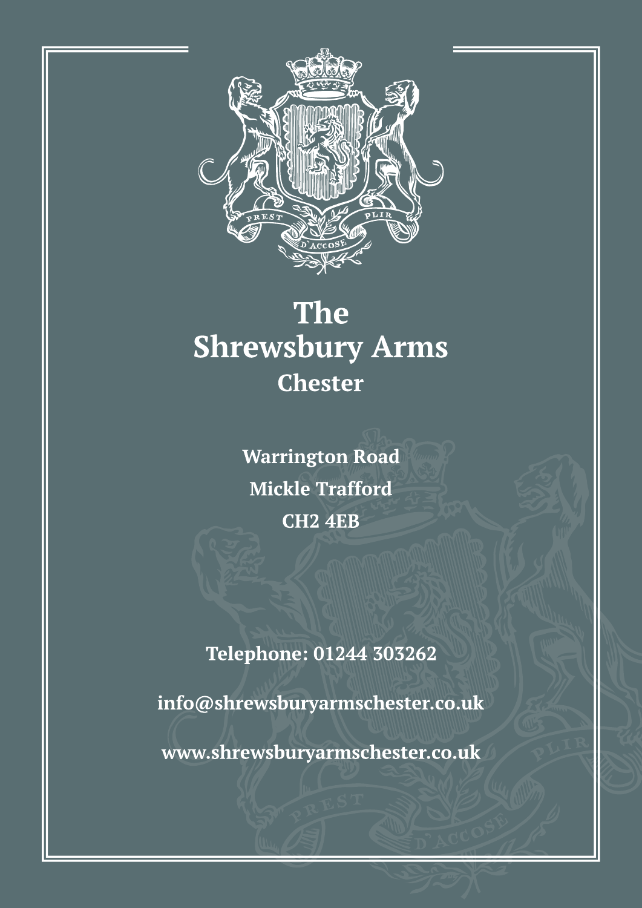# The Shrewsbury Arms

## Chester

Warrington Road

Mickle Trafford

CH2 4EB

Telephone: 01244 303262

info@shrewsburyarmschester.co.uk

www.shrewsburyarmschester.co.uk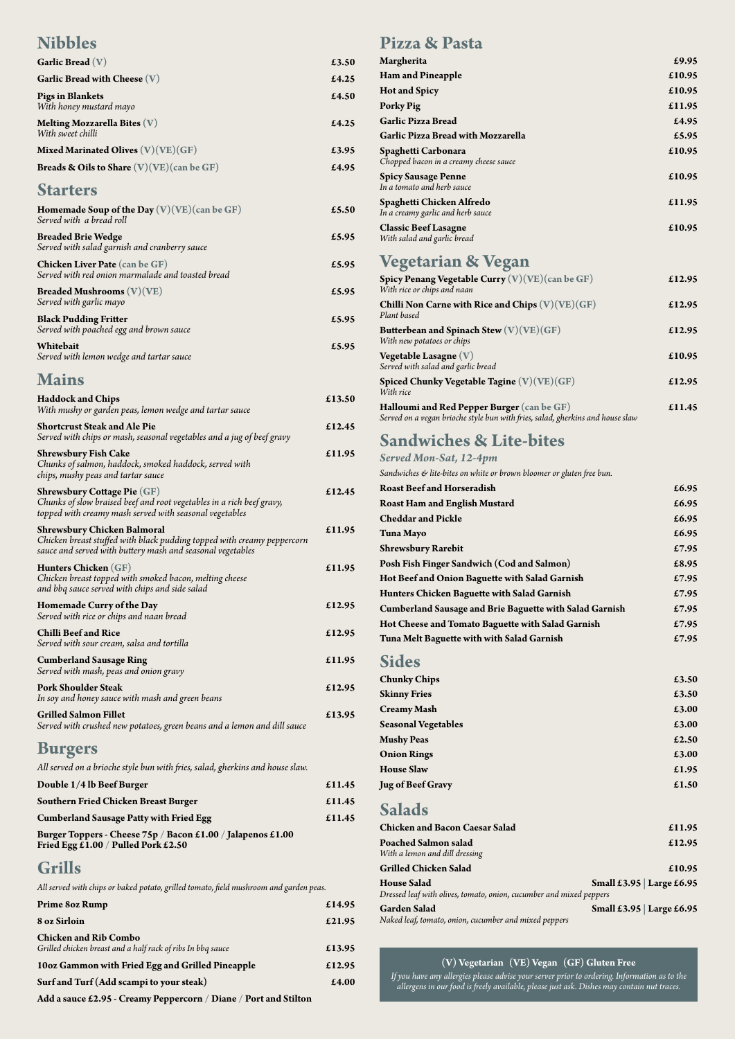## Nibbles

| | |
|---|---|
| **Garlic Bread** (V) | £3.50 |
| **Garlic Bread with Cheese** (V) | £4.25 |
| **Pigs in Blankets** *With honey mustard mayo* | £4.50 |
| **Melting Mozzarella Bites** (V) *With sweet chilli* | £4.25 |
| **Mixed Marinated Olives** (V)(VE)(GF) | £3.95 |
| **Breads & Oils to Share** (V)(VE)(can be GF) | £4.95 |

## Starters

| | |
|---|---|
| **Homemade Soup of the Day** (V)(VE)(can be GF) *Served with a bread roll* | £5.50 |
| **Breaded Brie Wedge** *Served with salad garnish and cranberry sauce* | £5.95 |
| **Chicken Liver Pate** (can be GF) *Served with red onion marmalade and toasted bread* | £5.95 |
| **Breaded Mushrooms** (V)(VE) *Served with garlic mayo* | £5.95 |
| **Black Pudding Fritter** *Served with poached egg and brown sauce* | £5.95 |
| **Whitebait** *Served with lemon wedge and tartar sauce* | £5.95 |

## Mains

| | |
|---|---|
| **Haddock and Chips** *With mushy or garden peas, lemon wedge and tartar sauce* | £13.50 |
| **Shortcrust Steak and Ale Pie** *Served with chips or mash, seasonal vegetables and a jug of beef gravy* | £12.45 |
| **Shrewsbury Fish Cake** *Chunks of salmon, haddock, smoked haddock, served with chips, mushy peas and tartar sauce* | £11.95 |
| **Shrewsbury Cottage Pie** (GF) *Chunks of slow braised beef and root vegetables in a rich beef gravy, topped with creamy mash served with seasonal vegetables* | £12.45 |
| **Shrewsbury Chicken Balmoral** *Chicken breast stuffed with black pudding topped with creamy peppercorn sauce and served with buttery mash and seasonal vegetables* | £11.95 |
| **Hunters Chicken** (GF) *Chicken breast topped with smoked bacon, melting cheese and bbq sauce served with chips and side salad* | £11.95 |
| **Homemade Curry of the Day** *Served with rice or chips and naan bread* | £12.95 |
| **Chilli Beef and Rice** *Served with sour cream, salsa and tortilla* | £12.95 |
| **Cumberland Sausage Ring** *Served with mash, peas and onion gravy* | £11.95 |
| **Pork Shoulder Steak** *In soy and honey sauce with mash and green beans* | £12.95 |
| **Grilled Salmon Fillet** *Served with crushed new potatoes, green beans and a lemon and dill sauce* | £13.95 |

## Burgers

*All served on a brioche style bun with fries, salad, gherkins and house slaw.*

| | |
|---|---|
| **Double 1/4 lb Beef Burger** | £11.45 |
| **Southern Fried Chicken Breast Burger** | £11.45 |
| **Cumberland Sausage Patty with Fried Egg** | £11.45 |

**Burger Toppers - Cheese 75p / Bacon £1.00 / Jalapenos £1.00 Fried Egg £1.00 / Pulled Pork £2.50**

## Grills

*All served with chips or baked potato, grilled tomato, field mushroom and garden peas.*

| | |
|---|---|
| **Prime 8oz Rump** | £14.95 |
| **8 oz Sirloin** | £21.95 |
| **Chicken and Rib Combo** *Grilled chicken breast and a half rack of ribs In bbq sauce* | £13.95 |
| **10oz Gammon with Fried Egg and Grilled Pineapple** | £12.95 |
| **Surf and Turf (Add scampi to your steak)** | £4.00 |

**Add a sauce £2.95 - Creamy Peppercorn / Diane / Port and Stilton**

## Pizza & Pasta

| | |
|---|---|
| **Margherita** | £9.95 |
| **Ham and Pineapple** | £10.95 |
| **Hot and Spicy** | £10.95 |
| **Porky Pig** | £11.95 |
| **Garlic Pizza Bread** | £4.95 |
| **Garlic Pizza Bread with Mozzarella** | £5.95 |
| **Spaghetti Carbonara** *Chopped bacon in a creamy cheese sauce* | £10.95 |
| **Spicy Sausage Penne** *In a tomato and herb sauce* | £10.95 |
| **Spaghetti Chicken Alfredo** *In a creamy garlic and herb sauce* | £11.95 |
| **Classic Beef Lasagne** *With salad and garlic bread* | £10.95 |

## Vegetarian & Vegan

| | |
|---|---|
| **Spicy Penang Vegetable Curry** (V)(VE)(can be GF) *With rice or chips and naan* | £12.95 |
| **Chilli Non Carne with Rice and Chips** (V)(VE)(GF) *Plant based* | £12.95 |
| **Butterbean and Spinach Stew** (V)(VE)(GF) *With new potatoes or chips* | £12.95 |
| **Vegetable Lasagne** (V) *Served with salad and garlic bread* | £10.95 |
| **Spiced Chunky Vegetable Tagine** (V)(VE)(GF) *With rice* | £12.95 |
| **Halloumi and Red Pepper Burger** (can be GF) *Served on a vegan brioche style bun with fries, salad, gherkins and house slaw* | £11.45 |

## Sandwiches & Lite-bites

***Served Mon-Sat, 12-4pm***

*Sandwiches & lite-bites on white or brown bloomer or gluten free bun.*

| | |
|---|---|
| **Roast Beef and Horseradish** | £6.95 |
| **Roast Ham and English Mustard** | £6.95 |
| **Cheddar and Pickle** | £6.95 |
| **Tuna Mayo** | £6.95 |
| **Shrewsbury Rarebit** | £7.95 |
| **Posh Fish Finger Sandwich (Cod and Salmon)** | £8.95 |
| **Hot Beef and Onion Baguette with Salad Garnish** | £7.95 |
| **Hunters Chicken Baguette with Salad Garnish** | £7.95 |
| **Cumberland Sausage and Brie Baguette with Salad Garnish** | £7.95 |
| **Hot Cheese and Tomato Baguette with Salad Garnish** | £7.95 |
| **Tuna Melt Baguette with with Salad Garnish** | £7.95 |

## Sides

| | |
|---|---|
| **Chunky Chips** | £3.50 |
| **Skinny Fries** | £3.50 |
| **Creamy Mash** | £3.00 |
| **Seasonal Vegetables** | £3.00 |
| **Mushy Peas** | £2.50 |
| **Onion Rings** | £3.00 |
| **House Slaw** | £1.95 |
| **Jug of Beef Gravy** | £1.50 |

## Salads

| | |
|---|---|
| **Chicken and Bacon Caesar Salad** | £11.95 |
| **Poached Salmon salad** *With a lemon and dill dressing* | £12.95 |
| **Grilled Chicken Salad** | £10.95 |
| **House Salad** *Dressed leaf with olives, tomato, onion, cucumber and mixed peppers* | Small £3.95 \| Large £6.95 |
| **Garden Salad** *Naked leaf, tomato, onion, cucumber and mixed peppers* | Small £3.95 \| Large £6.95 |

**(V) Vegetarian (VE) Vegan (GF) Gluten Free**

*If you have any allergies please advise your server prior to ordering. Information as to the allergens in our food is freely available, please just ask. Dishes may contain nut traces.*